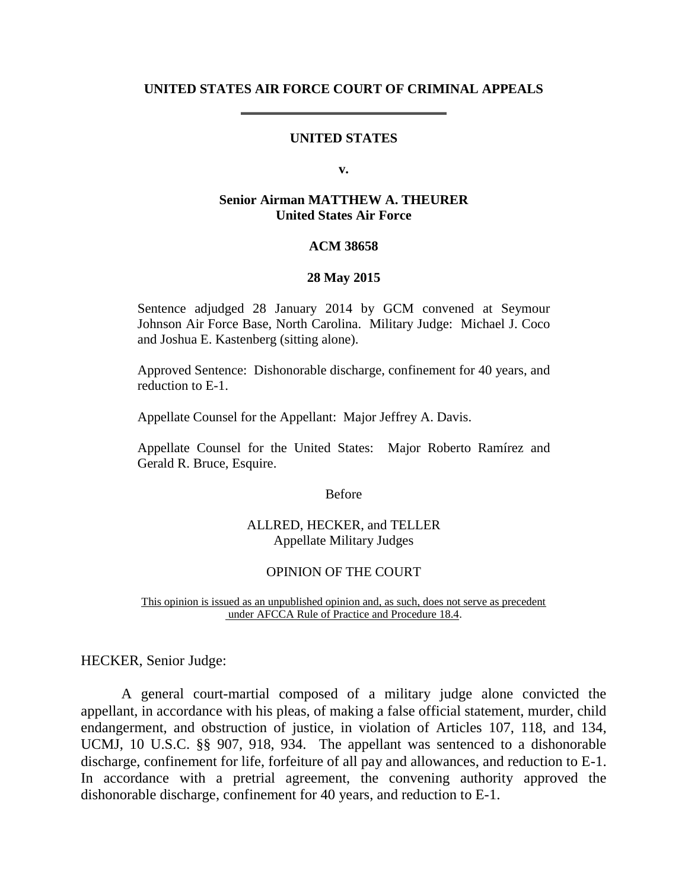**UNITED STATES AIR FORCE COURT OF CRIMINAL APPEALS**

---

**UNITED STATES**

**v.**

**Senior Airman MATTHEW A. THEURER**
**United States Air Force**

**ACM 38658**

**28 May 2015**

Sentence adjudged 28 January 2014 by GCM convened at Seymour Johnson Air Force Base, North Carolina. Military Judge: Michael J. Coco and Joshua E. Kastenberg (sitting alone).

Approved Sentence: Dishonorable discharge, confinement for 40 years, and reduction to E-1.

Appellate Counsel for the Appellant: Major Jeffrey A. Davis.

Appellate Counsel for the United States: Major Roberto Ramírez and Gerald R. Bruce, Esquire.

Before

ALLRED, HECKER, and TELLER
Appellate Military Judges

OPINION OF THE COURT

This opinion is issued as an unpublished opinion and, as such, does not serve as precedent under AFCCA Rule of Practice and Procedure 18.4.

HECKER, Senior Judge:

A general court-martial composed of a military judge alone convicted the appellant, in accordance with his pleas, of making a false official statement, murder, child endangerment, and obstruction of justice, in violation of Articles 107, 118, and 134, UCMJ, 10 U.S.C. §§ 907, 918, 934. The appellant was sentenced to a dishonorable discharge, confinement for life, forfeiture of all pay and allowances, and reduction to E-1. In accordance with a pretrial agreement, the convening authority approved the dishonorable discharge, confinement for 40 years, and reduction to E-1.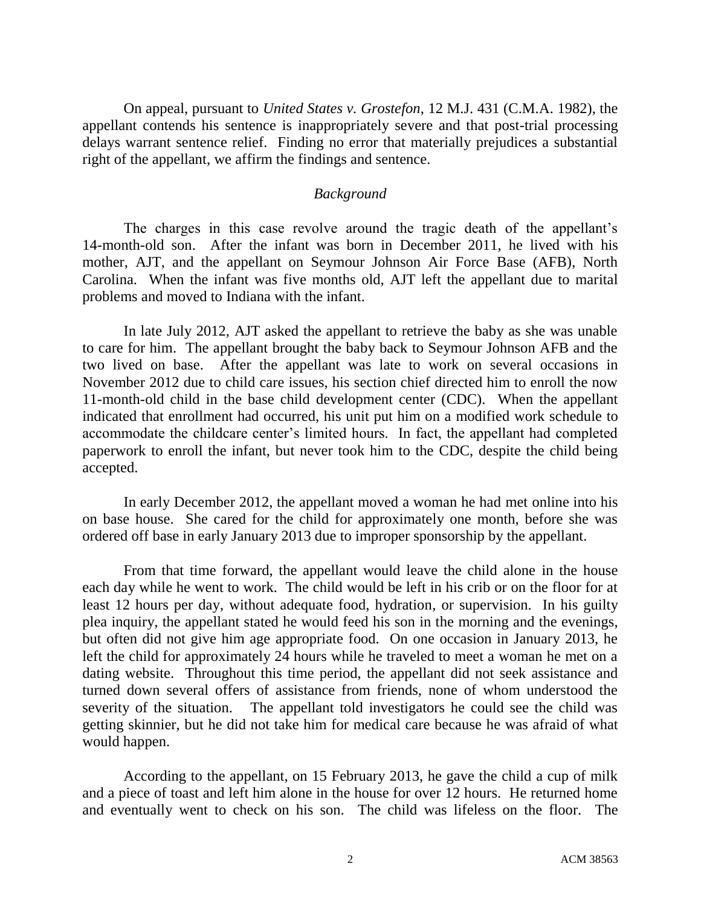On appeal, pursuant to *United States v. Grostefon*, 12 M.J. 431 (C.M.A. 1982), the appellant contends his sentence is inappropriately severe and that post-trial processing delays warrant sentence relief. Finding no error that materially prejudices a substantial right of the appellant, we affirm the findings and sentence.

## *Background*

The charges in this case revolve around the tragic death of the appellant's 14-month-old son. After the infant was born in December 2011, he lived with his mother, AJT, and the appellant on Seymour Johnson Air Force Base (AFB), North Carolina. When the infant was five months old, AJT left the appellant due to marital problems and moved to Indiana with the infant.

In late July 2012, AJT asked the appellant to retrieve the baby as she was unable to care for him. The appellant brought the baby back to Seymour Johnson AFB and the two lived on base. After the appellant was late to work on several occasions in November 2012 due to child care issues, his section chief directed him to enroll the now 11-month-old child in the base child development center (CDC). When the appellant indicated that enrollment had occurred, his unit put him on a modified work schedule to accommodate the childcare center's limited hours. In fact, the appellant had completed paperwork to enroll the infant, but never took him to the CDC, despite the child being accepted.

In early December 2012, the appellant moved a woman he had met online into his on base house. She cared for the child for approximately one month, before she was ordered off base in early January 2013 due to improper sponsorship by the appellant.

From that time forward, the appellant would leave the child alone in the house each day while he went to work. The child would be left in his crib or on the floor for at least 12 hours per day, without adequate food, hydration, or supervision. In his guilty plea inquiry, the appellant stated he would feed his son in the morning and the evenings, but often did not give him age appropriate food. On one occasion in January 2013, he left the child for approximately 24 hours while he traveled to meet a woman he met on a dating website. Throughout this time period, the appellant did not seek assistance and turned down several offers of assistance from friends, none of whom understood the severity of the situation. The appellant told investigators he could see the child was getting skinnier, but he did not take him for medical care because he was afraid of what would happen.

According to the appellant, on 15 February 2013, he gave the child a cup of milk and a piece of toast and left him alone in the house for over 12 hours. He returned home and eventually went to check on his son. The child was lifeless on the floor. The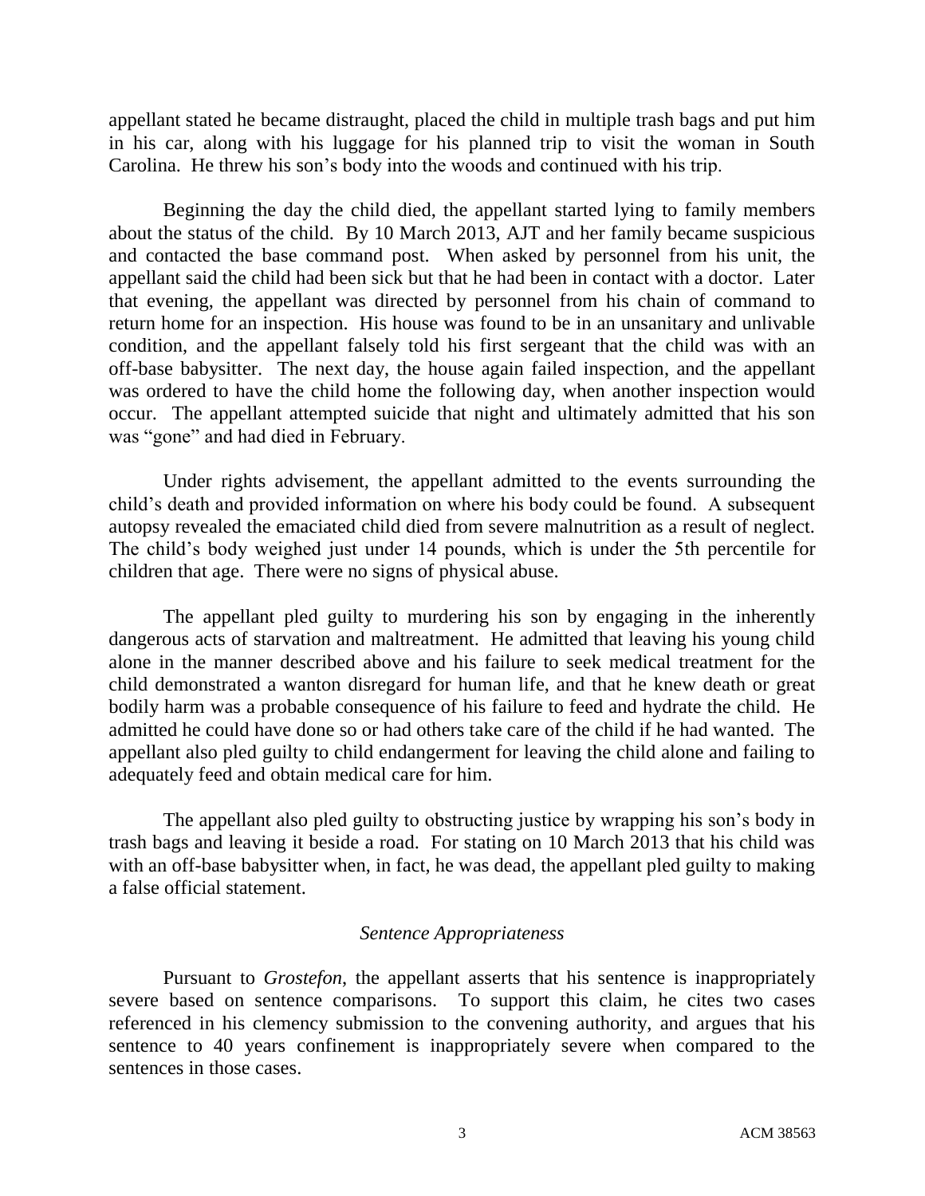appellant stated he became distraught, placed the child in multiple trash bags and put him in his car, along with his luggage for his planned trip to visit the woman in South Carolina. He threw his son's body into the woods and continued with his trip.

Beginning the day the child died, the appellant started lying to family members about the status of the child. By 10 March 2013, AJT and her family became suspicious and contacted the base command post. When asked by personnel from his unit, the appellant said the child had been sick but that he had been in contact with a doctor. Later that evening, the appellant was directed by personnel from his chain of command to return home for an inspection. His house was found to be in an unsanitary and unlivable condition, and the appellant falsely told his first sergeant that the child was with an off-base babysitter. The next day, the house again failed inspection, and the appellant was ordered to have the child home the following day, when another inspection would occur. The appellant attempted suicide that night and ultimately admitted that his son was "gone" and had died in February.

Under rights advisement, the appellant admitted to the events surrounding the child's death and provided information on where his body could be found. A subsequent autopsy revealed the emaciated child died from severe malnutrition as a result of neglect. The child's body weighed just under 14 pounds, which is under the 5th percentile for children that age. There were no signs of physical abuse.

The appellant pled guilty to murdering his son by engaging in the inherently dangerous acts of starvation and maltreatment. He admitted that leaving his young child alone in the manner described above and his failure to seek medical treatment for the child demonstrated a wanton disregard for human life, and that he knew death or great bodily harm was a probable consequence of his failure to feed and hydrate the child. He admitted he could have done so or had others take care of the child if he had wanted. The appellant also pled guilty to child endangerment for leaving the child alone and failing to adequately feed and obtain medical care for him.

The appellant also pled guilty to obstructing justice by wrapping his son's body in trash bags and leaving it beside a road. For stating on 10 March 2013 that his child was with an off-base babysitter when, in fact, he was dead, the appellant pled guilty to making a false official statement.

### *Sentence Appropriateness*

Pursuant to *Grostefon*, the appellant asserts that his sentence is inappropriately severe based on sentence comparisons. To support this claim, he cites two cases referenced in his clemency submission to the convening authority, and argues that his sentence to 40 years confinement is inappropriately severe when compared to the sentences in those cases.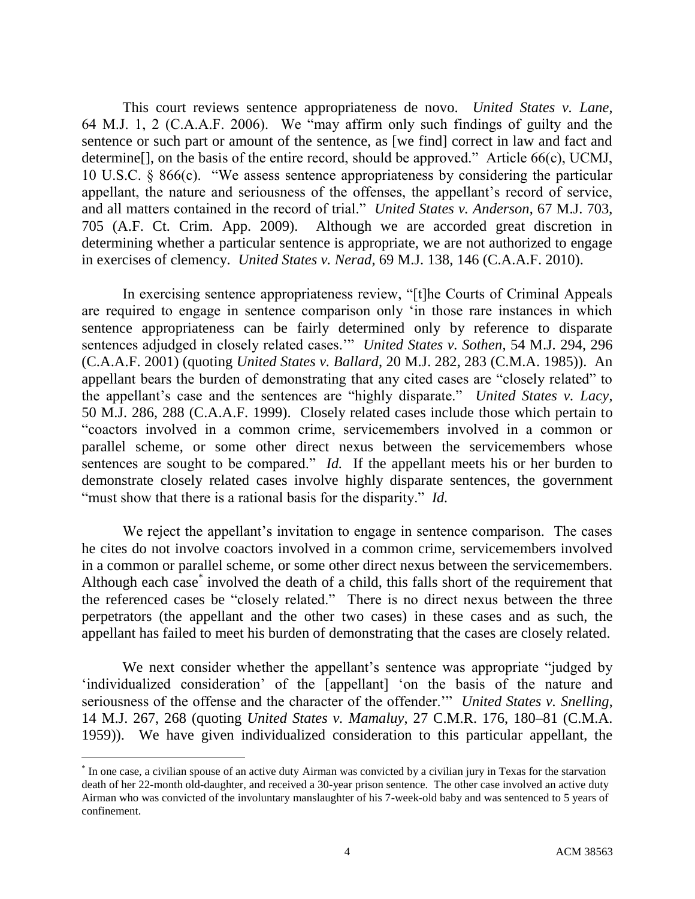This court reviews sentence appropriateness de novo. *United States v. Lane*, 64 M.J. 1, 2 (C.A.A.F. 2006). We "may affirm only such findings of guilty and the sentence or such part or amount of the sentence, as [we find] correct in law and fact and determine[], on the basis of the entire record, should be approved." Article 66(c), UCMJ, 10 U.S.C. § 866(c). "We assess sentence appropriateness by considering the particular appellant, the nature and seriousness of the offenses, the appellant's record of service, and all matters contained in the record of trial." *United States v. Anderson*, 67 M.J. 703, 705 (A.F. Ct. Crim. App. 2009). Although we are accorded great discretion in determining whether a particular sentence is appropriate, we are not authorized to engage in exercises of clemency. *United States v. Nerad*, 69 M.J. 138, 146 (C.A.A.F. 2010).

In exercising sentence appropriateness review, "[t]he Courts of Criminal Appeals are required to engage in sentence comparison only 'in those rare instances in which sentence appropriateness can be fairly determined only by reference to disparate sentences adjudged in closely related cases.'" *United States v. Sothen*, 54 M.J. 294, 296 (C.A.A.F. 2001) (quoting *United States v. Ballard*, 20 M.J. 282, 283 (C.M.A. 1985)). An appellant bears the burden of demonstrating that any cited cases are "closely related" to the appellant's case and the sentences are "highly disparate." *United States v. Lacy*, 50 M.J. 286, 288 (C.A.A.F. 1999). Closely related cases include those which pertain to "coactors involved in a common crime, servicemembers involved in a common or parallel scheme, or some other direct nexus between the servicemembers whose sentences are sought to be compared." *Id.* If the appellant meets his or her burden to demonstrate closely related cases involve highly disparate sentences, the government "must show that there is a rational basis for the disparity." *Id.*

We reject the appellant's invitation to engage in sentence comparison. The cases he cites do not involve coactors involved in a common crime, servicemembers involved in a common or parallel scheme, or some other direct nexus between the servicemembers. Although each case* involved the death of a child, this falls short of the requirement that the referenced cases be "closely related." There is no direct nexus between the three perpetrators (the appellant and the other two cases) in these cases and as such, the appellant has failed to meet his burden of demonstrating that the cases are closely related.

We next consider whether the appellant's sentence was appropriate "judged by 'individualized consideration' of the [appellant] 'on the basis of the nature and seriousness of the offense and the character of the offender.'" *United States v. Snelling*, 14 M.J. 267, 268 (quoting *United States v. Mamaluy*, 27 C.M.R. 176, 180–81 (C.M.A. 1959)). We have given individualized consideration to this particular appellant, the

---

* In one case, a civilian spouse of an active duty Airman was convicted by a civilian jury in Texas for the starvation death of her 22-month old-daughter, and received a 30-year prison sentence. The other case involved an active duty Airman who was convicted of the involuntary manslaughter of his 7-week-old baby and was sentenced to 5 years of confinement.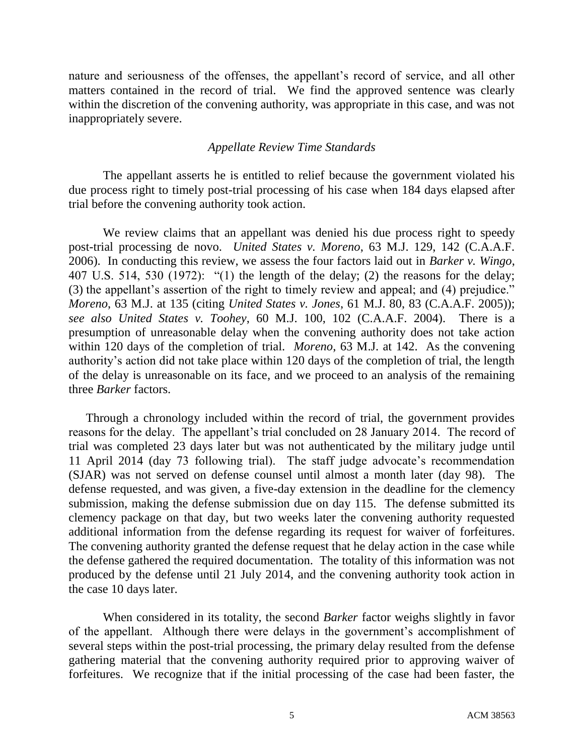nature and seriousness of the offenses, the appellant's record of service, and all other matters contained in the record of trial. We find the approved sentence was clearly within the discretion of the convening authority, was appropriate in this case, and was not inappropriately severe.

### *Appellate Review Time Standards*

The appellant asserts he is entitled to relief because the government violated his due process right to timely post-trial processing of his case when 184 days elapsed after trial before the convening authority took action.

We review claims that an appellant was denied his due process right to speedy post-trial processing de novo. *United States v. Moreno*, 63 M.J. 129, 142 (C.A.A.F. 2006). In conducting this review, we assess the four factors laid out in *Barker v. Wingo*, 407 U.S. 514, 530 (1972): "(1) the length of the delay; (2) the reasons for the delay; (3) the appellant's assertion of the right to timely review and appeal; and (4) prejudice." *Moreno*, 63 M.J. at 135 (citing *United States v. Jones*, 61 M.J. 80, 83 (C.A.A.F. 2005)); *see also United States v. Toohey*, 60 M.J. 100, 102 (C.A.A.F. 2004). There is a presumption of unreasonable delay when the convening authority does not take action within 120 days of the completion of trial. *Moreno*, 63 M.J. at 142. As the convening authority's action did not take place within 120 days of the completion of trial, the length of the delay is unreasonable on its face, and we proceed to an analysis of the remaining three *Barker* factors.

Through a chronology included within the record of trial, the government provides reasons for the delay. The appellant's trial concluded on 28 January 2014. The record of trial was completed 23 days later but was not authenticated by the military judge until 11 April 2014 (day 73 following trial). The staff judge advocate's recommendation (SJAR) was not served on defense counsel until almost a month later (day 98). The defense requested, and was given, a five-day extension in the deadline for the clemency submission, making the defense submission due on day 115. The defense submitted its clemency package on that day, but two weeks later the convening authority requested additional information from the defense regarding its request for waiver of forfeitures. The convening authority granted the defense request that he delay action in the case while the defense gathered the required documentation. The totality of this information was not produced by the defense until 21 July 2014, and the convening authority took action in the case 10 days later.

When considered in its totality, the second *Barker* factor weighs slightly in favor of the appellant. Although there were delays in the government's accomplishment of several steps within the post-trial processing, the primary delay resulted from the defense gathering material that the convening authority required prior to approving waiver of forfeitures. We recognize that if the initial processing of the case had been faster, the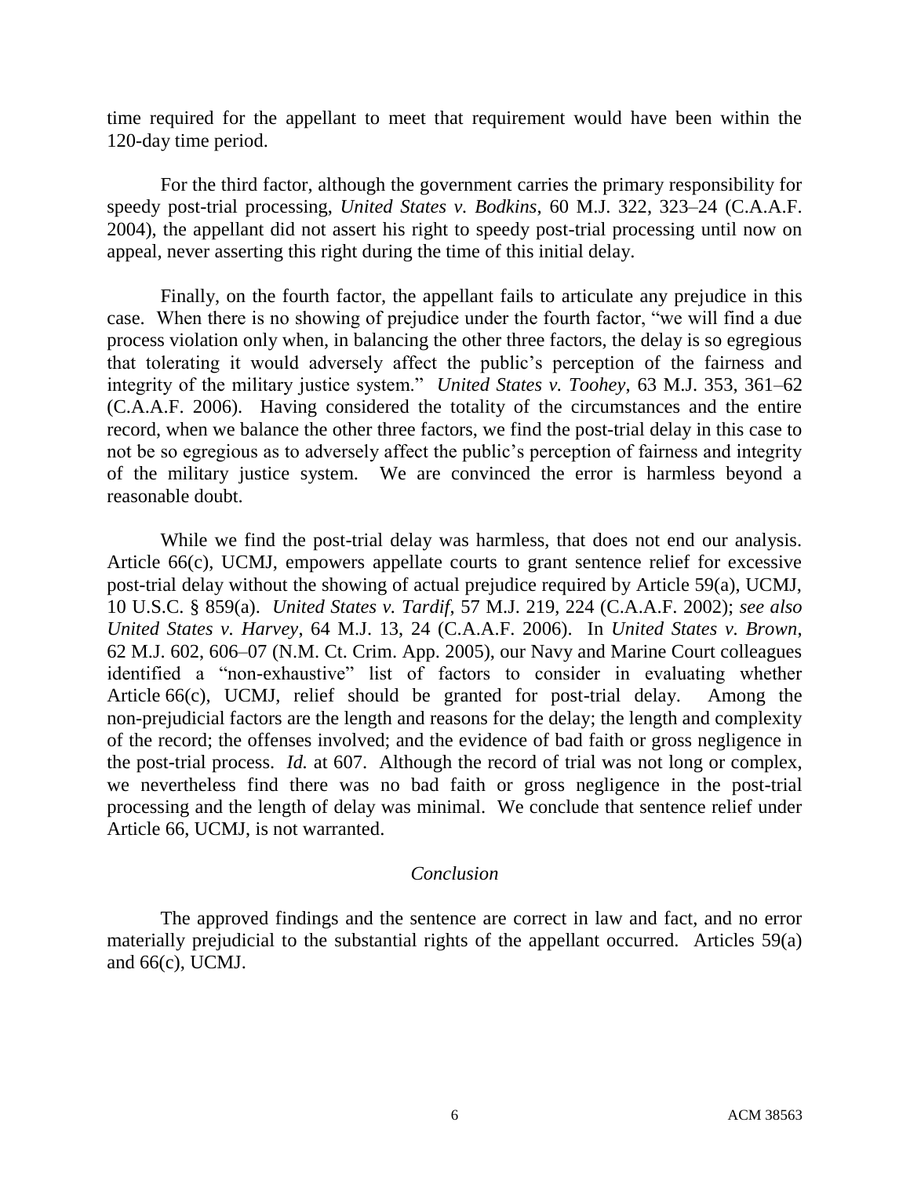time required for the appellant to meet that requirement would have been within the 120-day time period.

For the third factor, although the government carries the primary responsibility for speedy post-trial processing, *United States v. Bodkins*, 60 M.J. 322, 323–24 (C.A.A.F. 2004), the appellant did not assert his right to speedy post-trial processing until now on appeal, never asserting this right during the time of this initial delay.

Finally, on the fourth factor, the appellant fails to articulate any prejudice in this case. When there is no showing of prejudice under the fourth factor, "we will find a due process violation only when, in balancing the other three factors, the delay is so egregious that tolerating it would adversely affect the public's perception of the fairness and integrity of the military justice system." *United States v. Toohey*, 63 M.J. 353, 361–62 (C.A.A.F. 2006). Having considered the totality of the circumstances and the entire record, when we balance the other three factors, we find the post-trial delay in this case to not be so egregious as to adversely affect the public's perception of fairness and integrity of the military justice system. We are convinced the error is harmless beyond a reasonable doubt.

While we find the post-trial delay was harmless, that does not end our analysis. Article 66(c), UCMJ, empowers appellate courts to grant sentence relief for excessive post-trial delay without the showing of actual prejudice required by Article 59(a), UCMJ, 10 U.S.C. § 859(a). *United States v. Tardif*, 57 M.J. 219, 224 (C.A.A.F. 2002); *see also United States v. Harvey*, 64 M.J. 13, 24 (C.A.A.F. 2006). In *United States v. Brown*, 62 M.J. 602, 606–07 (N.M. Ct. Crim. App. 2005), our Navy and Marine Court colleagues identified a "non-exhaustive" list of factors to consider in evaluating whether Article 66(c), UCMJ, relief should be granted for post-trial delay. Among the non-prejudicial factors are the length and reasons for the delay; the length and complexity of the record; the offenses involved; and the evidence of bad faith or gross negligence in the post-trial process. *Id.* at 607. Although the record of trial was not long or complex, we nevertheless find there was no bad faith or gross negligence in the post-trial processing and the length of delay was minimal. We conclude that sentence relief under Article 66, UCMJ, is not warranted.

## *Conclusion*

The approved findings and the sentence are correct in law and fact, and no error materially prejudicial to the substantial rights of the appellant occurred. Articles 59(a) and 66(c), UCMJ.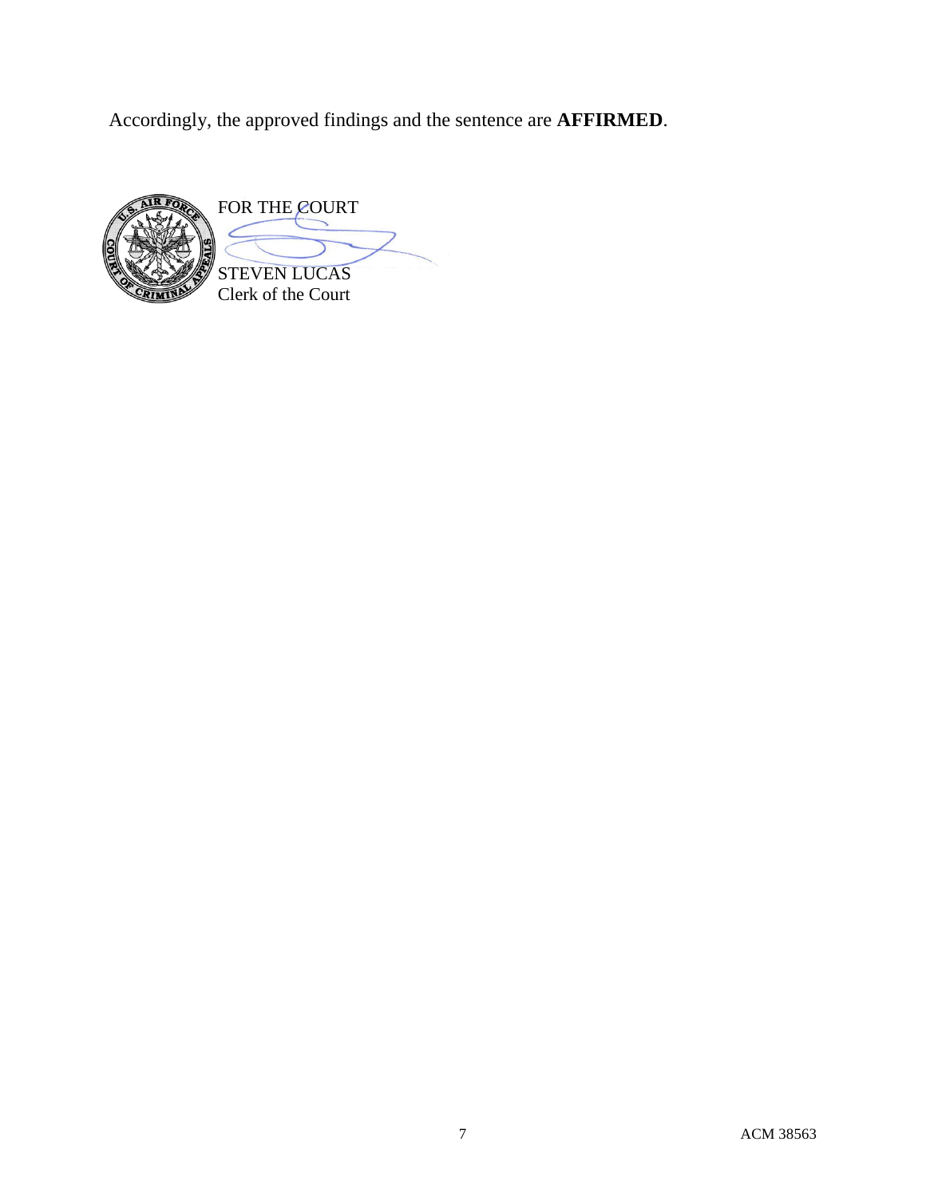Accordingly, the approved findings and the sentence are **AFFIRMED**.

FOR THE COURT

STEVEN LUCAS
Clerk of the Court